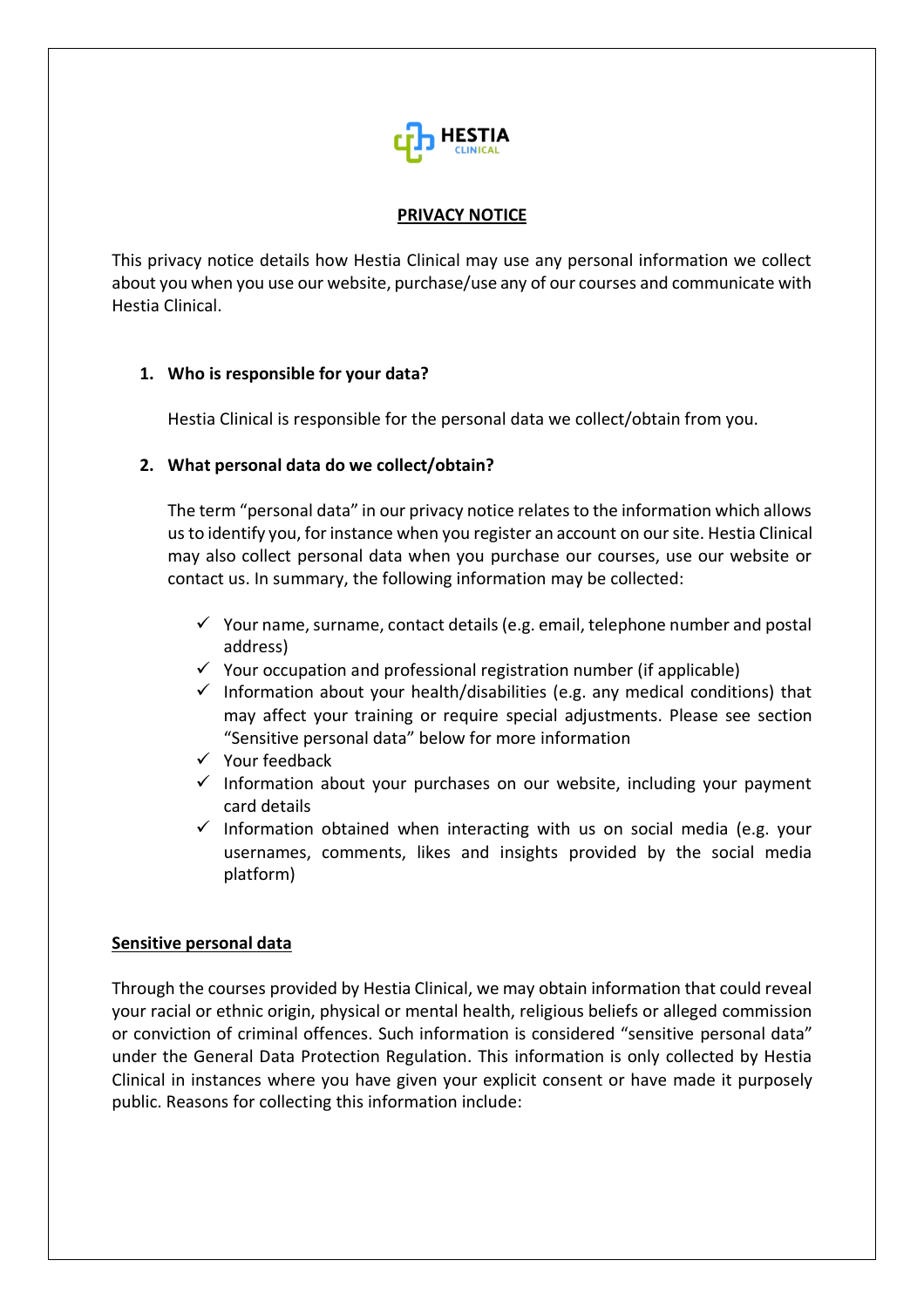**HESTIA** CLINICAL

# PRIVACY NOTICE

This privacy notice details how Hestia Clinical may use any personal information we collect about you when you use our website, purchase/use any of our courses and communicate with Hestia Clinical.

## 1. Who is responsible for your data?

Hestia Clinical is responsible for the personal data we collect/obtain from you.

## 2. What personal data do we collect/obtain?

The term "personal data" in our privacy notice relates to the information which allows us to identify you, for instance when you register an account on our site. Hestia Clinical may also collect personal data when you purchase our courses, use our website or contact us. In summary, the following information may be collected:

- ✓ Your name, surname, contact details (e.g. email, telephone number and postal address)
- ✓ Your occupation and professional registration number (if applicable)
- ✓ Information about your health/disabilities (e.g. any medical conditions) that may affect your training or require special adjustments. Please see section "Sensitive personal data" below for more information
- ✓ Your feedback
- ✓ Information about your purchases on our website, including your payment card details
- ✓ Information obtained when interacting with us on social media (e.g. your usernames, comments, likes and insights provided by the social media platform)

## Sensitive personal data

Through the courses provided by Hestia Clinical, we may obtain information that could reveal your racial or ethnic origin, physical or mental health, religious beliefs or alleged commission or conviction of criminal offences. Such information is considered "sensitive personal data" under the General Data Protection Regulation. This information is only collected by Hestia Clinical in instances where you have given your explicit consent or have made it purposely public. Reasons for collecting this information include: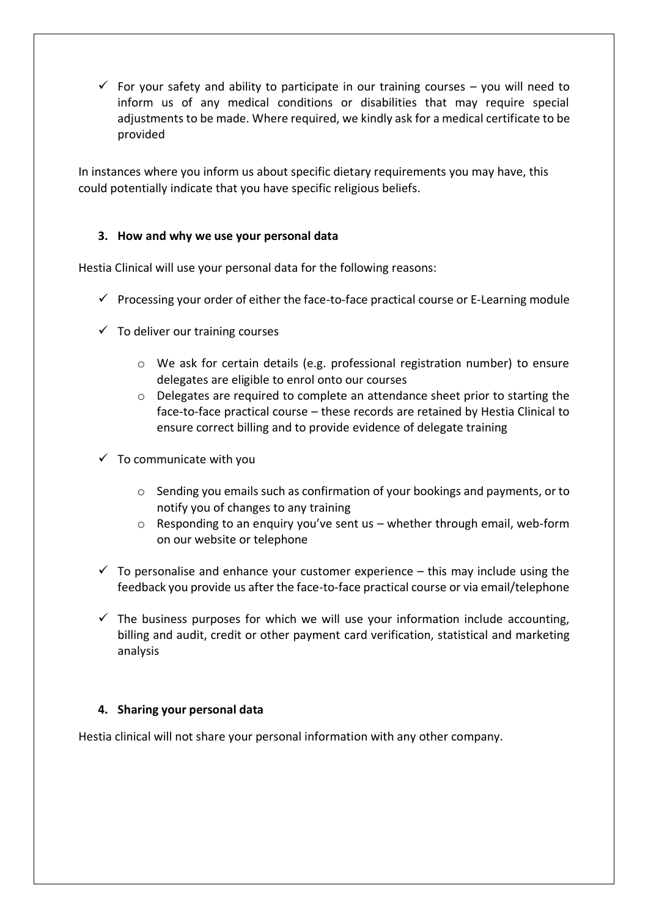- ✓ For your safety and ability to participate in our training courses – you will need to inform us of any medical conditions or disabilities that may require special adjustments to be made. Where required, we kindly ask for a medical certificate to be provided

In instances where you inform us about specific dietary requirements you may have, this could potentially indicate that you have specific religious beliefs.

### 3. How and why we use your personal data

Hestia Clinical will use your personal data for the following reasons:

- ✓ Processing your order of either the face-to-face practical course or E-Learning module
- ✓ To deliver our training courses
  - We ask for certain details (e.g. professional registration number) to ensure delegates are eligible to enrol onto our courses
  - Delegates are required to complete an attendance sheet prior to starting the face-to-face practical course – these records are retained by Hestia Clinical to ensure correct billing and to provide evidence of delegate training
- ✓ To communicate with you
  - Sending you emails such as confirmation of your bookings and payments, or to notify you of changes to any training
  - Responding to an enquiry you've sent us – whether through email, web-form on our website or telephone
- ✓ To personalise and enhance your customer experience – this may include using the feedback you provide us after the face-to-face practical course or via email/telephone
- ✓ The business purposes for which we will use your information include accounting, billing and audit, credit or other payment card verification, statistical and marketing analysis

### 4. Sharing your personal data

Hestia clinical will not share your personal information with any other company.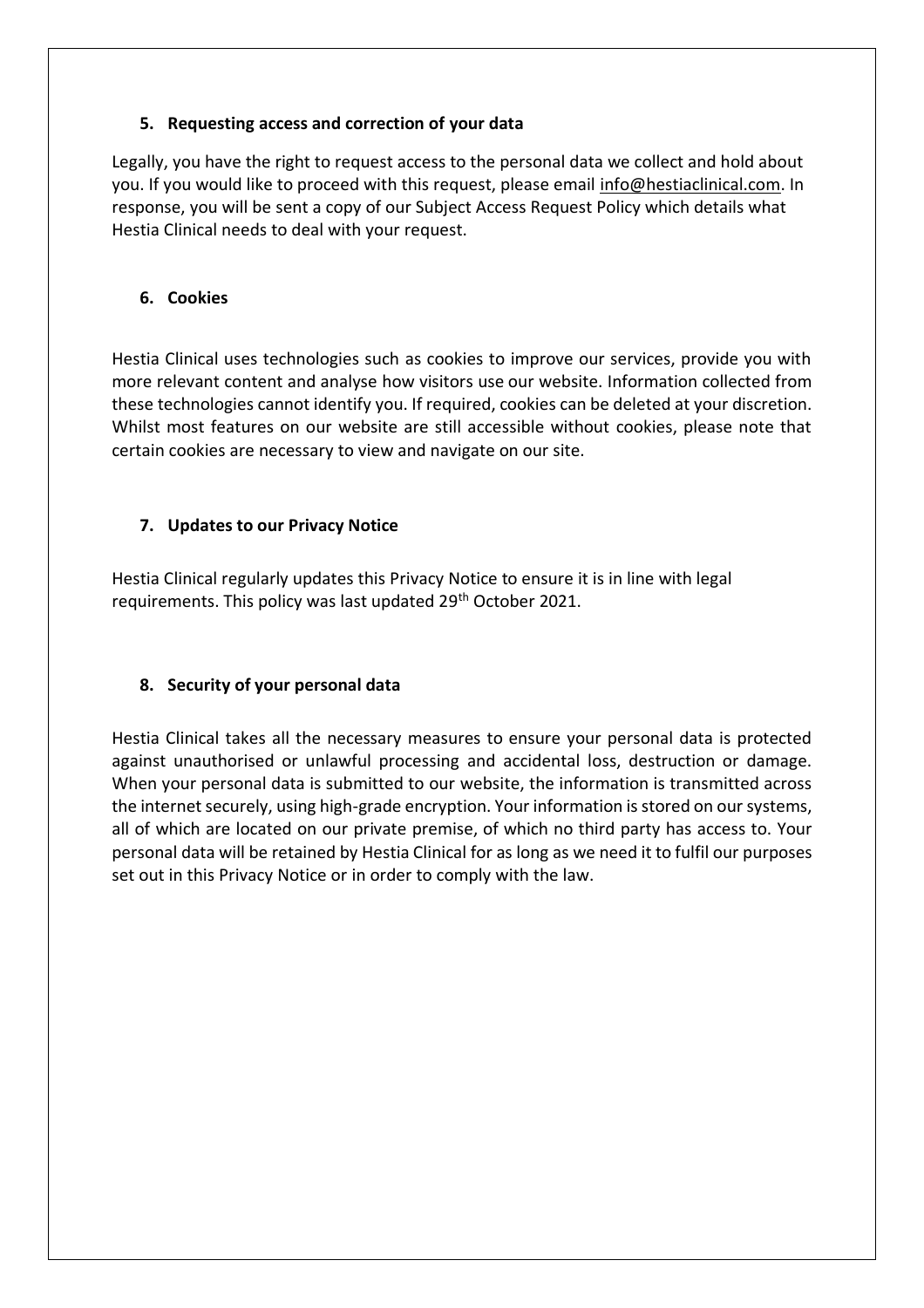## 5. Requesting access and correction of your data

Legally, you have the right to request access to the personal data we collect and hold about you. If you would like to proceed with this request, please email info@hestiaclinical.com. In response, you will be sent a copy of our Subject Access Request Policy which details what Hestia Clinical needs to deal with your request.

## 6. Cookies

Hestia Clinical uses technologies such as cookies to improve our services, provide you with more relevant content and analyse how visitors use our website. Information collected from these technologies cannot identify you. If required, cookies can be deleted at your discretion. Whilst most features on our website are still accessible without cookies, please note that certain cookies are necessary to view and navigate on our site.

## 7. Updates to our Privacy Notice

Hestia Clinical regularly updates this Privacy Notice to ensure it is in line with legal requirements. This policy was last updated 29th October 2021.

## 8. Security of your personal data

Hestia Clinical takes all the necessary measures to ensure your personal data is protected against unauthorised or unlawful processing and accidental loss, destruction or damage. When your personal data is submitted to our website, the information is transmitted across the internet securely, using high-grade encryption. Your information is stored on our systems, all of which are located on our private premise, of which no third party has access to. Your personal data will be retained by Hestia Clinical for as long as we need it to fulfil our purposes set out in this Privacy Notice or in order to comply with the law.